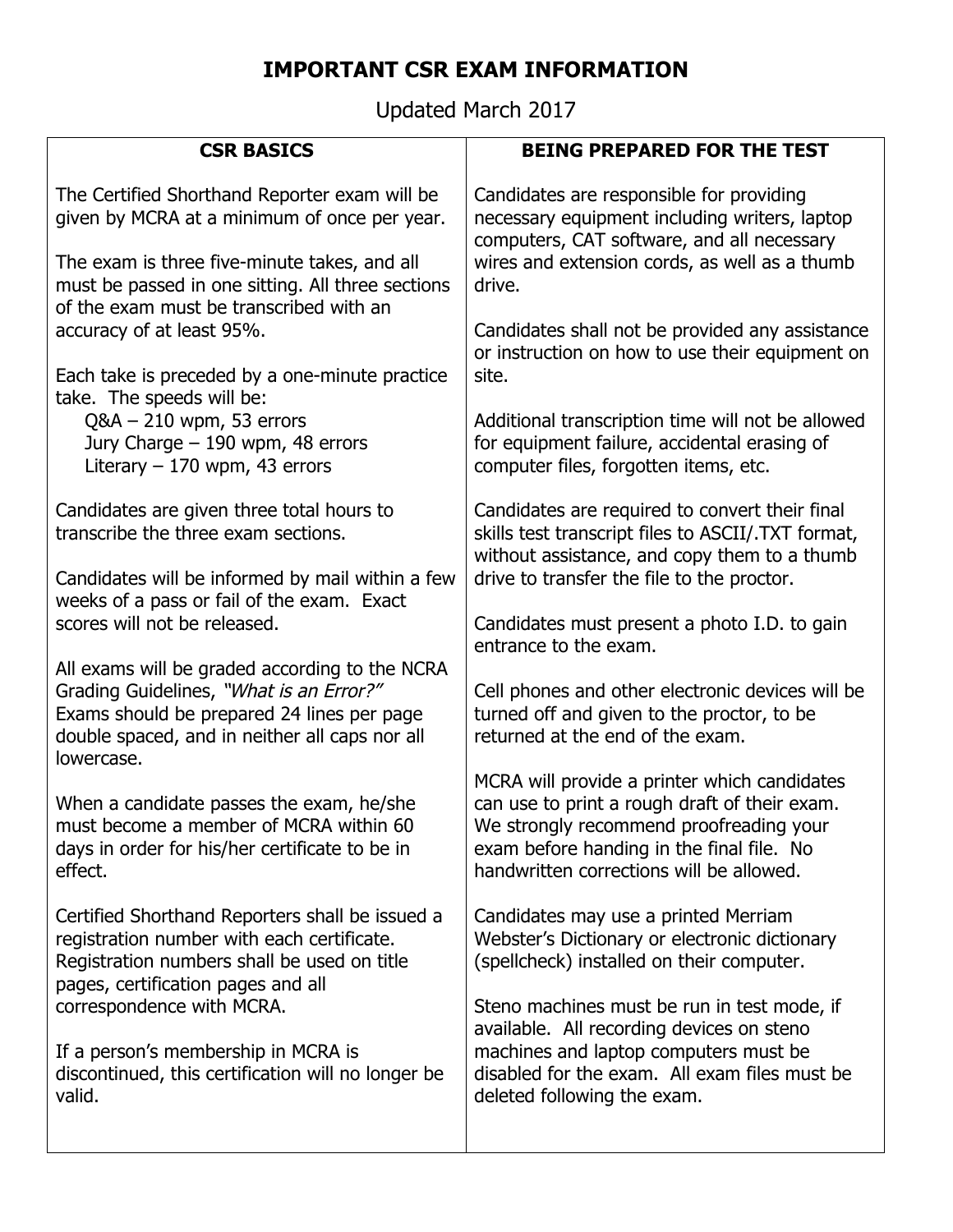# IMPORTANT CSR EXAM INFORMATION

Updated March 2017

## CSR BASICS

The Certified Shorthand Reporter exam will be given by MCRA at a minimum of once per year.

The exam is three five-minute takes, and all must be passed in one sitting. All three sections of the exam must be transcribed with an accuracy of at least 95%.

Each take is preceded by a one-minute practice take. The speeds will be:

- Q&A – 210 wpm, 53 errors
- Jury Charge – 190 wpm, 48 errors
- Literary – 170 wpm, 43 errors

Candidates are given three total hours to transcribe the three exam sections.

Candidates will be informed by mail within a few weeks of a pass or fail of the exam. Exact scores will not be released.

All exams will be graded according to the NCRA Grading Guidelines, *"What is an Error?"* Exams should be prepared 24 lines per page double spaced, and in neither all caps nor all lowercase.

When a candidate passes the exam, he/she must become a member of MCRA within 60 days in order for his/her certificate to be in effect.

Certified Shorthand Reporters shall be issued a registration number with each certificate. Registration numbers shall be used on title pages, certification pages and all correspondence with MCRA.

If a person's membership in MCRA is discontinued, this certification will no longer be valid.

## BEING PREPARED FOR THE TEST

Candidates are responsible for providing necessary equipment including writers, laptop computers, CAT software, and all necessary wires and extension cords, as well as a thumb drive.

Candidates shall not be provided any assistance or instruction on how to use their equipment on site.

Additional transcription time will not be allowed for equipment failure, accidental erasing of computer files, forgotten items, etc.

Candidates are required to convert their final skills test transcript files to ASCII/.TXT format, without assistance, and copy them to a thumb drive to transfer the file to the proctor.

Candidates must present a photo I.D. to gain entrance to the exam.

Cell phones and other electronic devices will be turned off and given to the proctor, to be returned at the end of the exam.

MCRA will provide a printer which candidates can use to print a rough draft of their exam. We strongly recommend proofreading your exam before handing in the final file. No handwritten corrections will be allowed.

Candidates may use a printed Merriam Webster's Dictionary or electronic dictionary (spellcheck) installed on their computer.

Steno machines must be run in test mode, if available. All recording devices on steno machines and laptop computers must be disabled for the exam. All exam files must be deleted following the exam.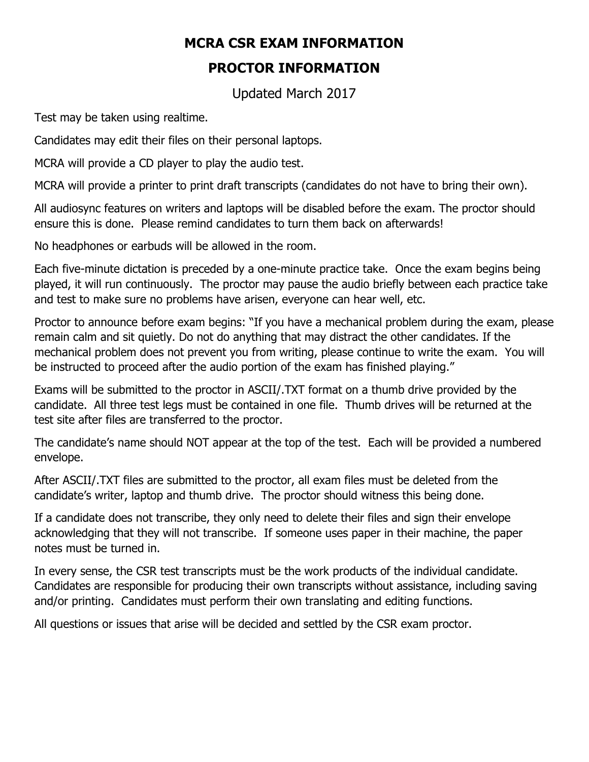# MCRA CSR EXAM INFORMATION

## PROCTOR INFORMATION

Updated March 2017

Test may be taken using realtime.

Candidates may edit their files on their personal laptops.

MCRA will provide a CD player to play the audio test.

MCRA will provide a printer to print draft transcripts (candidates do not have to bring their own).

All audiosync features on writers and laptops will be disabled before the exam. The proctor should ensure this is done. Please remind candidates to turn them back on afterwards!

No headphones or earbuds will be allowed in the room.

Each five-minute dictation is preceded by a one-minute practice take. Once the exam begins being played, it will run continuously. The proctor may pause the audio briefly between each practice take and test to make sure no problems have arisen, everyone can hear well, etc.

Proctor to announce before exam begins: "If you have a mechanical problem during the exam, please remain calm and sit quietly. Do not do anything that may distract the other candidates. If the mechanical problem does not prevent you from writing, please continue to write the exam. You will be instructed to proceed after the audio portion of the exam has finished playing."

Exams will be submitted to the proctor in ASCII/.TXT format on a thumb drive provided by the candidate. All three test legs must be contained in one file. Thumb drives will be returned at the test site after files are transferred to the proctor.

The candidate's name should NOT appear at the top of the test. Each will be provided a numbered envelope.

After ASCII/.TXT files are submitted to the proctor, all exam files must be deleted from the candidate's writer, laptop and thumb drive. The proctor should witness this being done.

If a candidate does not transcribe, they only need to delete their files and sign their envelope acknowledging that they will not transcribe. If someone uses paper in their machine, the paper notes must be turned in.

In every sense, the CSR test transcripts must be the work products of the individual candidate. Candidates are responsible for producing their own transcripts without assistance, including saving and/or printing. Candidates must perform their own translating and editing functions.

All questions or issues that arise will be decided and settled by the CSR exam proctor.